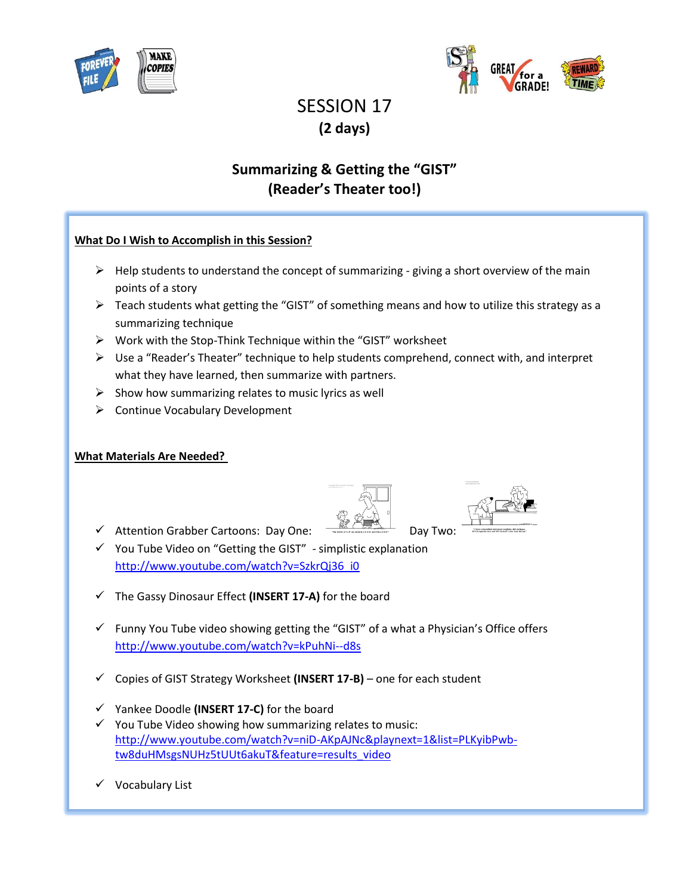# SESSION 17
## (2 days)

## Summarizing & Getting the "GIST"
## (Reader's Theater too!)

**What Do I Wish to Accomplish in this Session?**

- Help students to understand the concept of summarizing - giving a short overview of the main points of a story
- Teach students what getting the "GIST" of something means and how to utilize this strategy as a summarizing technique
- Work with the Stop-Think Technique within the "GIST" worksheet
- Use a "Reader's Theater" technique to help students comprehend, connect with, and interpret what they have learned, then summarize with partners.
- Show how summarizing relates to music lyrics as well
- Continue Vocabulary Development

**What Materials Are Needed?**

- ✓ Attention Grabber Cartoons: Day One: Day Two:
- ✓ You Tube Video on "Getting the GIST" - simplistic explanation
  http://www.youtube.com/watch?v=SzkrQj36_i0
- ✓ The Gassy Dinosaur Effect **(INSERT 17-A)** for the board
- ✓ Funny You Tube video showing getting the "GIST" of a what a Physician's Office offers
  http://www.youtube.com/watch?v=kPuhNi--d8s
- ✓ Copies of GIST Strategy Worksheet **(INSERT 17-B)** – one for each student
- ✓ Yankee Doodle **(INSERT 17-C)** for the board
- ✓ You Tube Video showing how summarizing relates to music:
  http://www.youtube.com/watch?v=niD-AKpAJNc&playnext=1&list=PLKyibPwb-tw8duHMsgsNUHz5tUUt6akuT&feature=results_video
- ✓ Vocabulary List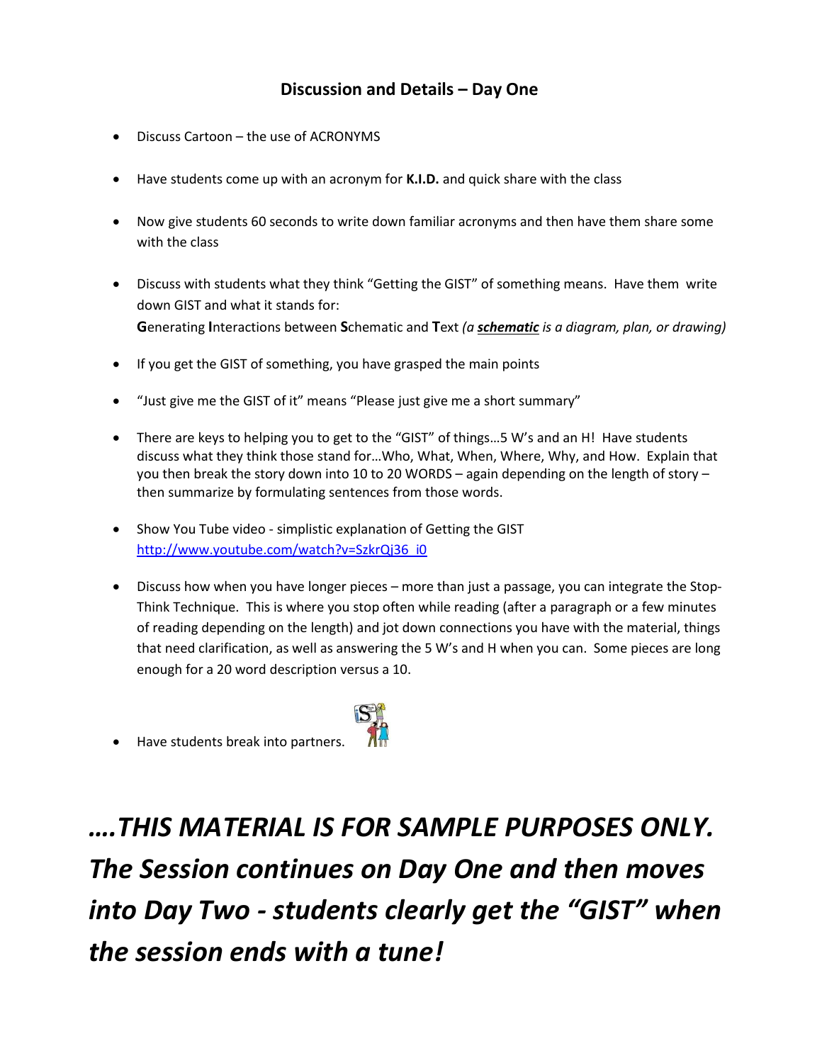## Discussion and Details – Day One

- Discuss Cartoon – the use of ACRONYMS
- Have students come up with an acronym for **K.I.D.** and quick share with the class
- Now give students 60 seconds to write down familiar acronyms and then have them share some with the class
- Discuss with students what they think "Getting the GIST" of something means. Have them write down GIST and what it stands for:
  **G**enerating **I**nteractions between **S**chematic and **T**ext *(a **schematic** is a diagram, plan, or drawing)*
- If you get the GIST of something, you have grasped the main points
- "Just give me the GIST of it" means "Please just give me a short summary"
- There are keys to helping you to get to the "GIST" of things…5 W's and an H! Have students discuss what they think those stand for…Who, What, When, Where, Why, and How. Explain that you then break the story down into 10 to 20 WORDS – again depending on the length of story – then summarize by formulating sentences from those words.
- Show You Tube video - simplistic explanation of Getting the GIST
  http://www.youtube.com/watch?v=SzkrQj36_i0
- Discuss how when you have longer pieces – more than just a passage, you can integrate the Stop-Think Technique. This is where you stop often while reading (after a paragraph or a few minutes of reading depending on the length) and jot down connections you have with the material, things that need clarification, as well as answering the 5 W's and H when you can. Some pieces are long enough for a 20 word description versus a 10.
- Have students break into partners.

***….THIS MATERIAL IS FOR SAMPLE PURPOSES ONLY. The Session continues on Day One and then moves into Day Two - students clearly get the "GIST" when the session ends with a tune!***